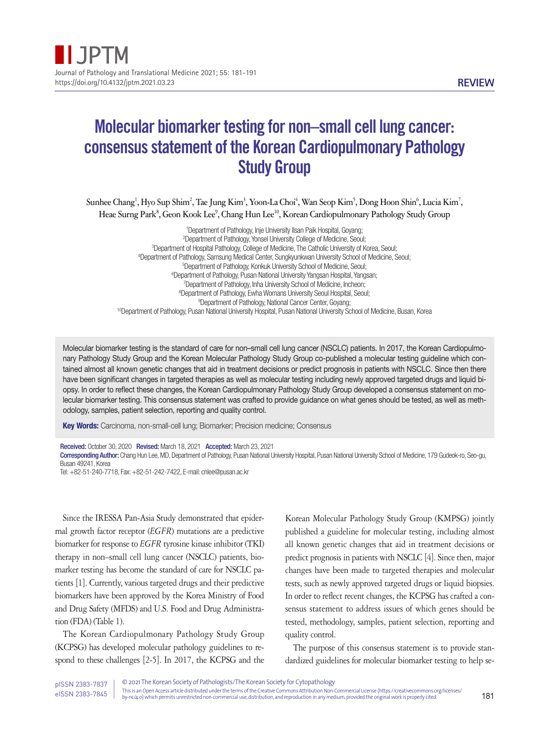REVIEW

# Molecular biomarker testing for non–small cell lung cancer: consensus statement of the Korean Cardiopulmonary Pathology Study Group

Sunhee Chang[1], Hyo Sup Shim[2], Tae Jung Kim[3], Yoon-La Choi[4], Wan Seop Kim[5], Dong Hoon Shin[6], Lucia Kim[7], Heae Surng Park[8], Geon Kook Lee[9], Chang Hun Lee[10], Korean Cardiopulmonary Pathology Study Group

[1]Department of Pathology, Inje University Ilsan Paik Hospital, Goyang;
[2]Department of Pathology, Yonsei University College of Medicine, Seoul;
[3]Department of Hospital Pathology, College of Medicine, The Catholic University of Korea, Seoul;
[4]Department of Pathology, Samsung Medical Center, Sungkyunkwan University School of Medicine, Seoul;
[5]Department of Pathology, Konkuk University School of Medicine, Seoul;
[6]Department of Pathology, Pusan National University Yangsan Hospital, Yangsan;
[7]Department of Pathology, Inha University School of Medicine, Incheon;
[8]Department of Pathology, Ewha Womans University Seoul Hospital, Seoul;
[9]Department of Pathology, National Cancer Center, Goyang;
[10]Department of Pathology, Pusan National University Hospital, Pusan National University School of Medicine, Busan, Korea

Molecular biomarker testing is the standard of care for non–small cell lung cancer (NSCLC) patients. In 2017, the Korean Cardiopulmonary Pathology Study Group and the Korean Molecular Pathology Study Group co-published a molecular testing guideline which contained almost all known genetic changes that aid in treatment decisions or predict prognosis in patients with NSCLC. Since then there have been significant changes in targeted therapies as well as molecular testing including newly approved targeted drugs and liquid biopsy. In order to reflect these changes, the Korean Cardiopulmonary Pathology Study Group developed a consensus statement on molecular biomarker testing. This consensus statement was crafted to provide guidance on what genes should be tested, as well as methodology, samples, patient selection, reporting and quality control.

**Key Words:** Carcinoma, non-small-cell lung; Biomarker; Precision medicine; Consensus

**Received:** October 30, 2020 **Revised:** March 18, 2021 **Accepted:** March 23, 2021
**Corresponding Author:** Chang Hun Lee, MD, Department of Pathology, Pusan National University Hospital, Pusan National University School of Medicine, 179 Gudeok-ro, Seo-gu, Busan 49241, Korea
Tel: +82-51-240-7718, Fax: +82-51-242-7422, E-mail: cnlee@pusan.ac.kr

Since the IRESSA Pan-Asia Study demonstrated that epidermal growth factor receptor (*EGFR*) mutations are a predictive biomarker for response to *EGFR* tyrosine kinase inhibitor (TKI) therapy in non–small cell lung cancer (NSCLC) patients, biomarker testing has become the standard of care for NSCLC patients [1]. Currently, various targeted drugs and their predictive biomarkers have been approved by the Korea Ministry of Food and Drug Safety (MFDS) and U.S. Food and Drug Administration (FDA) (Table 1).

The Korean Cardiopulmonary Pathology Study Group (KCPSG) has developed molecular pathology guidelines to respond to these challenges [2-5]. In 2017, the KCPSG and the Korean Molecular Pathology Study Group (KMPSG) jointly published a guideline for molecular testing, including almost all known genetic changes that aid in treatment decisions or predict prognosis in patients with NSCLC [4]. Since then, major changes have been made to targeted therapies and molecular tests, such as newly approved targeted drugs or liquid biopsies. In order to reflect recent changes, the KCPSG has crafted a consensus statement to address issues of which genes should be tested, methodology, samples, patient selection, reporting and quality control.

The purpose of this consensus statement is to provide standardized guidelines for molecular biomarker testing to help se-

pISSN 2383-7837
eISSN 2383-7845

© 2021 The Korean Society of Pathologists/The Korean Society for Cytopathology
This is an Open Access article distributed under the terms of the Creative Commons Attribution Non-Commercial License (https://creativecommons.org/licenses/by-nc/4.0) which permits unrestricted non-commercial use, distribution, and reproduction in any medium, provided the original work is properly cited.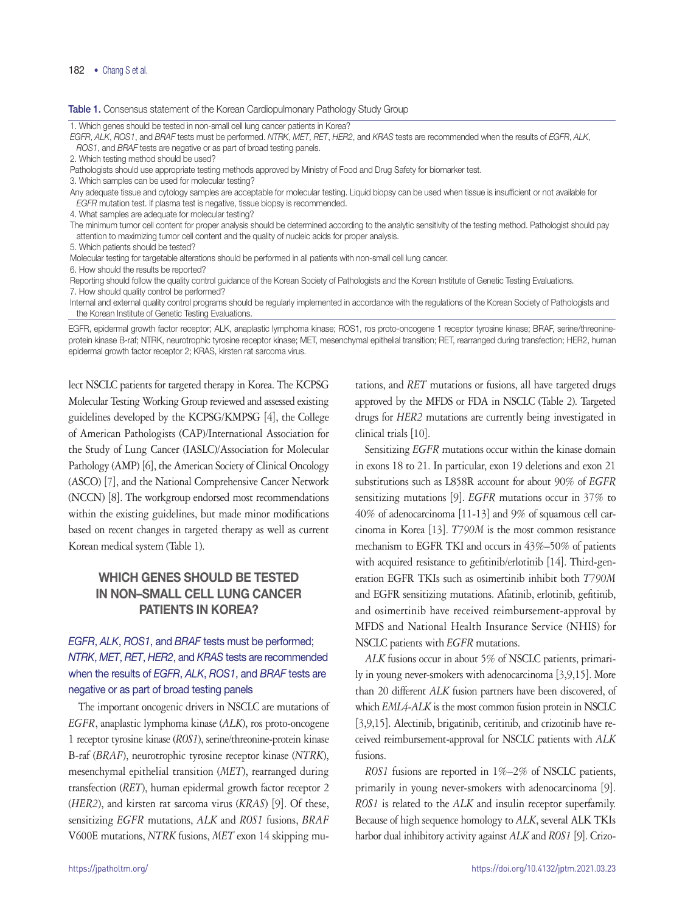Table 1. Consensus statement of the Korean Cardiopulmonary Pathology Study Group

| |
|---|
| 1. Which genes should be tested in non-small cell lung cancer patients in Korea? |
| *EGFR*, *ALK*, *ROS1*, and *BRAF* tests must be performed. *NTRK*, *MET*, *RET*, *HER2*, and *KRAS* tests are recommended when the results of *EGFR*, *ALK*, *ROS1*, and *BRAF* tests are negative or as part of broad testing panels. |
| 2. Which testing method should be used? |
| Pathologists should use appropriate testing methods approved by Ministry of Food and Drug Safety for biomarker test. |
| 3. Which samples can be used for molecular testing? |
| Any adequate tissue and cytology samples are acceptable for molecular testing. Liquid biopsy can be used when tissue is insufficient or not available for *EGFR* mutation test. If plasma test is negative, tissue biopsy is recommended. |
| 4. What samples are adequate for molecular testing? |
| The minimum tumor cell content for proper analysis should be determined according to the analytic sensitivity of the testing method. Pathologist should pay attention to maximizing tumor cell content and the quality of nucleic acids for proper analysis. |
| 5. Which patients should be tested? |
| Molecular testing for targetable alterations should be performed in all patients with non-small cell lung cancer. |
| 6. How should the results be reported? |
| Reporting should follow the quality control guidance of the Korean Society of Pathologists and the Korean Institute of Genetic Testing Evaluations. |
| 7. How should quality control be performed? |
| Internal and external quality control programs should be regularly implemented in accordance with the regulations of the Korean Society of Pathologists and the Korean Institute of Genetic Testing Evaluations. |

EGFR, epidermal growth factor receptor; ALK, anaplastic lymphoma kinase; ROS1, ros proto-oncogene 1 receptor tyrosine kinase; BRAF, serine/threonine-protein kinase B-raf; NTRK, neurotrophic tyrosine receptor kinase; MET, mesenchymal epithelial transition; RET, rearranged during transfection; HER2, human epidermal growth factor receptor 2; KRAS, kirsten rat sarcoma virus.

lect NSCLC patients for targeted therapy in Korea. The KCPSG Molecular Testing Working Group reviewed and assessed existing guidelines developed by the KCPSG/KMPSG [4], the College of American Pathologists (CAP)/International Association for the Study of Lung Cancer (IASLC)/Association for Molecular Pathology (AMP) [6], the American Society of Clinical Oncology (ASCO) [7], and the National Comprehensive Cancer Network (NCCN) [8]. The workgroup endorsed most recommendations within the existing guidelines, but made minor modifications based on recent changes in targeted therapy as well as current Korean medical system (Table 1).

## WHICH GENES SHOULD BE TESTED IN NON–SMALL CELL LUNG CANCER PATIENTS IN KOREA?

### *EGFR*, *ALK*, *ROS1*, and *BRAF* tests must be performed; *NTRK*, *MET*, *RET*, *HER2*, and *KRAS* tests are recommended when the results of *EGFR*, *ALK*, *ROS1*, and *BRAF* tests are negative or as part of broad testing panels

The important oncogenic drivers in NSCLC are mutations of *EGFR*, anaplastic lymphoma kinase (*ALK*), ros proto-oncogene 1 receptor tyrosine kinase (*ROS1*), serine/threonine-protein kinase B-raf (*BRAF*), neurotrophic tyrosine receptor kinase (*NTRK*), mesenchymal epithelial transition (*MET*), rearranged during transfection (*RET*), human epidermal growth factor receptor 2 (*HER2*), and kirsten rat sarcoma virus (*KRAS*) [9]. Of these, sensitizing *EGFR* mutations, *ALK* and *ROS1* fusions, *BRAF* V600E mutations, *NTRK* fusions, *MET* exon 14 skipping mutations, and *RET* mutations or fusions, all have targeted drugs approved by the MFDS or FDA in NSCLC (Table 2). Targeted drugs for *HER2* mutations are currently being investigated in clinical trials [10].

Sensitizing *EGFR* mutations occur within the kinase domain in exons 18 to 21. In particular, exon 19 deletions and exon 21 substitutions such as L858R account for about 90% of *EGFR* sensitizing mutations [9]. *EGFR* mutations occur in 37% to 40% of adenocarcinoma [11-13] and 9% of squamous cell carcinoma in Korea [13]. *T790M* is the most common resistance mechanism to EGFR TKI and occurs in 43%–50% of patients with acquired resistance to gefitinib/erlotinib [14]. Third-generation EGFR TKIs such as osimertinib inhibit both *T790M* and EGFR sensitizing mutations. Afatinib, erlotinib, gefitinib, and osimertinib have received reimbursement-approval by MFDS and National Health Insurance Service (NHIS) for NSCLC patients with *EGFR* mutations.

*ALK* fusions occur in about 5% of NSCLC patients, primarily in young never-smokers with adenocarcinoma [3,9,15]. More than 20 different *ALK* fusion partners have been discovered, of which *EML4-ALK* is the most common fusion protein in NSCLC [3,9,15]. Alectinib, brigatinib, ceritinib, and crizotinib have received reimbursement-approval for NSCLC patients with *ALK* fusions.

*ROS1* fusions are reported in 1%–2% of NSCLC patients, primarily in young never-smokers with adenocarcinoma [9]. *ROS1* is related to the *ALK* and insulin receptor superfamily. Because of high sequence homology to *ALK*, several ALK TKIs harbor dual inhibitory activity against *ALK* and *ROS1* [9]. Crizo-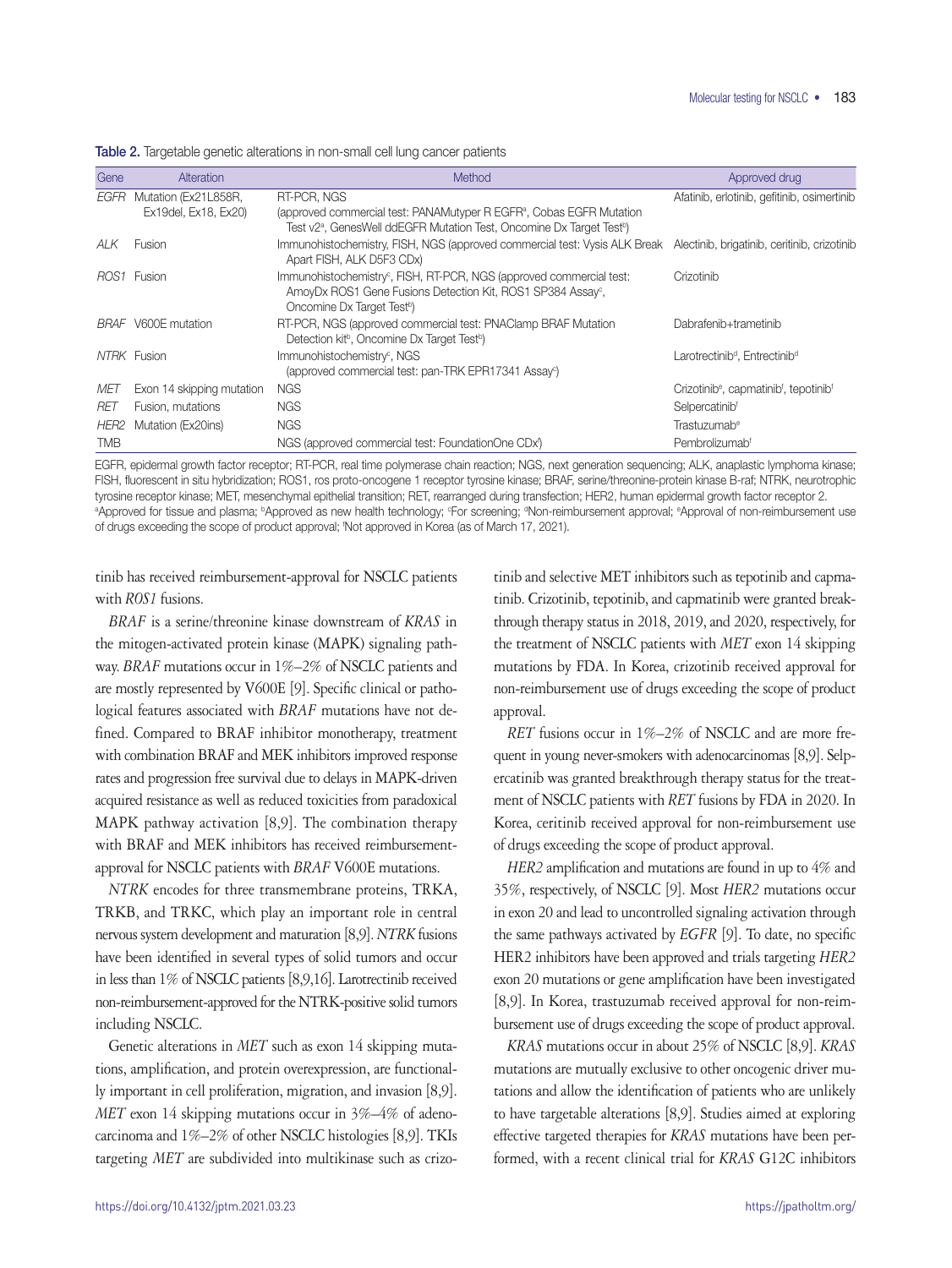**Table 2.** Targetable genetic alterations in non-small cell lung cancer patients

| Gene | Alteration | Method | Approved drug |
|---|---|---|---|
| *EGFR* | Mutation (Ex21L858R, Ex19del, Ex18, Ex20) | RT-PCR, NGS (approved commercial test: PANAMutyper R EGFR[a], Cobas EGFR Mutation Test v2[a], GenesWell ddEGFR Mutation Test, Oncomine Dx Target Test[b]) | Afatinib, erlotinib, gefitinib, osimertinib |
| *ALK* | Fusion | Immunohistochemistry, FISH, NGS (approved commercial test: Vysis ALK Break Apart FISH, ALK D5F3 CDx) | Alectinib, brigatinib, ceritinib, crizotinib |
| *ROS1* | Fusion | Immunohistochemistry[c], FISH, RT-PCR, NGS (approved commercial test: AmoyDx ROS1 Gene Fusions Detection Kit, ROS1 SP384 Assay[c], Oncomine Dx Target Test[b]) | Crizotinib |
| *BRAF* | V600E mutation | RT-PCR, NGS (approved commercial test: PNAClamp BRAF Mutation Detection kit[b], Oncomine Dx Target Test[b]) | Dabrafenib+trametinib |
| *NTRK* | Fusion | Immunohistochemistry[c], NGS (approved commercial test: pan-TRK EPR17341 Assay[c]) | Larotrectinib[d], Entrectinib[d] |
| *MET* | Exon 14 skipping mutation | NGS | Crizotinib[e], capmatinib[f], tepotinib[f] |
| *RET* | Fusion, mutations | NGS | Selpercatinib[f] |
| *HER2* | Mutation (Ex20ins) | NGS | Trastuzumab[e] |
| TMB | | NGS (approved commercial test: FoundationOne CDx[f]) | Pembrolizumab[f] |

EGFR, epidermal growth factor receptor; RT-PCR, real time polymerase chain reaction; NGS, next generation sequencing; ALK, anaplastic lymphoma kinase; FISH, fluorescent in situ hybridization; ROS1, ros proto-oncogene 1 receptor tyrosine kinase; BRAF, serine/threonine-protein kinase B-raf; NTRK, neurotrophic tyrosine receptor kinase; MET, mesenchymal epithelial transition; RET, rearranged during transfection; HER2, human epidermal growth factor receptor 2.
[a]Approved for tissue and plasma; [b]Approved as new health technology; [c]For screening; [d]Non-reimbursement approval; [e]Approval of non-reimbursement use of drugs exceeding the scope of product approval; [f]Not approved in Korea (as of March 17, 2021).

tinib has received reimbursement-approval for NSCLC patients with *ROS1* fusions.

*BRAF* is a serine/threonine kinase downstream of *KRAS* in the mitogen-activated protein kinase (MAPK) signaling pathway. *BRAF* mutations occur in 1%–2% of NSCLC patients and are mostly represented by V600E [9]. Specific clinical or pathological features associated with *BRAF* mutations have not defined. Compared to BRAF inhibitor monotherapy, treatment with combination BRAF and MEK inhibitors improved response rates and progression free survival due to delays in MAPK-driven acquired resistance as well as reduced toxicities from paradoxical MAPK pathway activation [8,9]. The combination therapy with BRAF and MEK inhibitors has received reimbursement-approval for NSCLC patients with *BRAF* V600E mutations.

*NTRK* encodes for three transmembrane proteins, TRKA, TRKB, and TRKC, which play an important role in central nervous system development and maturation [8,9]. *NTRK* fusions have been identified in several types of solid tumors and occur in less than 1% of NSCLC patients [8,9,16]. Larotrectinib received non-reimbursement-approved for the NTRK-positive solid tumors including NSCLC.

Genetic alterations in *MET* such as exon 14 skipping mutations, amplification, and protein overexpression, are functionally important in cell proliferation, migration, and invasion [8,9]. *MET* exon 14 skipping mutations occur in 3%–4% of adenocarcinoma and 1%–2% of other NSCLC histologies [8,9]. TKIs targeting *MET* are subdivided into multikinase such as crizotinib and selective MET inhibitors such as tepotinib and capmatinib. Crizotinib, tepotinib, and capmatinib were granted breakthrough therapy status in 2018, 2019, and 2020, respectively, for the treatment of NSCLC patients with *MET* exon 14 skipping mutations by FDA. In Korea, crizotinib received approval for non-reimbursement use of drugs exceeding the scope of product approval.

*RET* fusions occur in 1%–2% of NSCLC and are more frequent in young never-smokers with adenocarcinomas [8,9]. Selpercatinib was granted breakthrough therapy status for the treatment of NSCLC patients with *RET* fusions by FDA in 2020. In Korea, ceritinib received approval for non-reimbursement use of drugs exceeding the scope of product approval.

*HER2* amplification and mutations are found in up to 4% and 35%, respectively, of NSCLC [9]. Most *HER2* mutations occur in exon 20 and lead to uncontrolled signaling activation through the same pathways activated by *EGFR* [9]. To date, no specific HER2 inhibitors have been approved and trials targeting *HER2* exon 20 mutations or gene amplification have been investigated [8,9]. In Korea, trastuzumab received approval for non-reimbursement use of drugs exceeding the scope of product approval.

*KRAS* mutations occur in about 25% of NSCLC [8,9]. *KRAS* mutations are mutually exclusive to other oncogenic driver mutations and allow the identification of patients who are unlikely to have targetable alterations [8,9]. Studies aimed at exploring effective targeted therapies for *KRAS* mutations have been performed, with a recent clinical trial for *KRAS* G12C inhibitors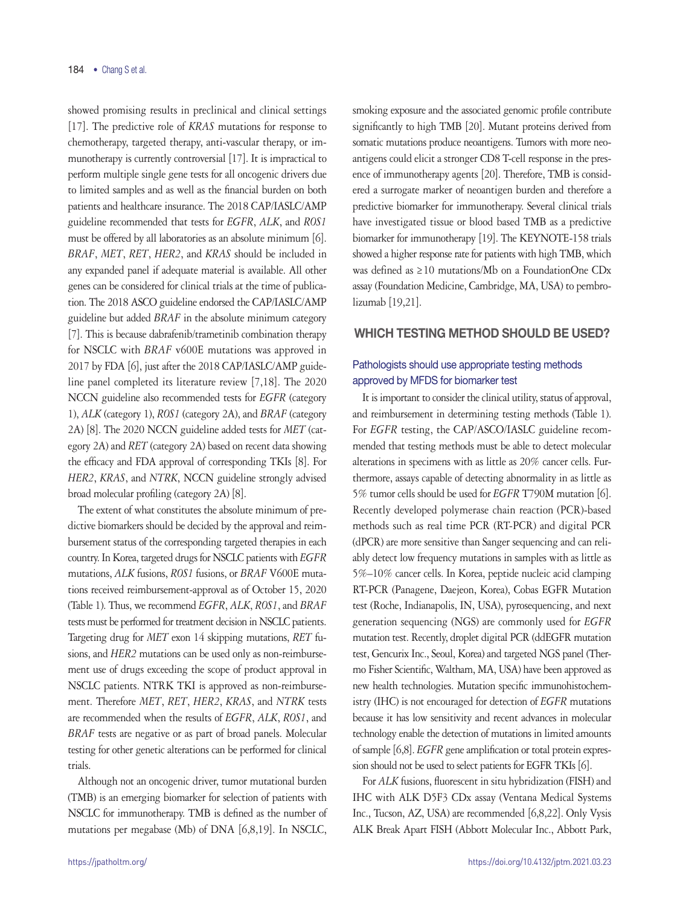showed promising results in preclinical and clinical settings [17]. The predictive role of *KRAS* mutations for response to chemotherapy, targeted therapy, anti-vascular therapy, or immunotherapy is currently controversial [17]. It is impractical to perform multiple single gene tests for all oncogenic drivers due to limited samples and as well as the financial burden on both patients and healthcare insurance. The 2018 CAP/IASLC/AMP guideline recommended that tests for *EGFR*, *ALK*, and *ROS1* must be offered by all laboratories as an absolute minimum [6]. *BRAF*, *MET*, *RET*, *HER2*, and *KRAS* should be included in any expanded panel if adequate material is available. All other genes can be considered for clinical trials at the time of publication. The 2018 ASCO guideline endorsed the CAP/IASLC/AMP guideline but added *BRAF* in the absolute minimum category [7]. This is because dabrafenib/trametinib combination therapy for NSCLC with *BRAF* v600E mutations was approved in 2017 by FDA [6], just after the 2018 CAP/IASLC/AMP guideline panel completed its literature review [7,18]. The 2020 NCCN guideline also recommended tests for *EGFR* (category 1), *ALK* (category 1), *ROS1* (category 2A), and *BRAF* (category 2A) [8]. The 2020 NCCN guideline added tests for *MET* (category 2A) and *RET* (category 2A) based on recent data showing the efficacy and FDA approval of corresponding TKIs [8]. For *HER2*, *KRAS*, and *NTRK*, NCCN guideline strongly advised broad molecular profiling (category 2A) [8].

The extent of what constitutes the absolute minimum of predictive biomarkers should be decided by the approval and reimbursement status of the corresponding targeted therapies in each country. In Korea, targeted drugs for NSCLC patients with *EGFR* mutations, *ALK* fusions, *ROS1* fusions, or *BRAF* V600E mutations received reimbursement-approval as of October 15, 2020 (Table 1). Thus, we recommend *EGFR*, *ALK*, *ROS1*, and *BRAF* tests must be performed for treatment decision in NSCLC patients. Targeting drug for *MET* exon 14 skipping mutations, *RET* fusions, and *HER2* mutations can be used only as non-reimbursement use of drugs exceeding the scope of product approval in NSCLC patients. NTRK TKI is approved as non-reimbursement. Therefore *MET*, *RET*, *HER2*, *KRAS*, and *NTRK* tests are recommended when the results of *EGFR*, *ALK*, *ROS1*, and *BRAF* tests are negative or as part of broad panels. Molecular testing for other genetic alterations can be performed for clinical trials.

Although not an oncogenic driver, tumor mutational burden (TMB) is an emerging biomarker for selection of patients with NSCLC for immunotherapy. TMB is defined as the number of mutations per megabase (Mb) of DNA [6,8,19]. In NSCLC, smoking exposure and the associated genomic profile contribute significantly to high TMB [20]. Mutant proteins derived from somatic mutations produce neoantigens. Tumors with more neoantigens could elicit a stronger CD8 T-cell response in the presence of immunotherapy agents [20]. Therefore, TMB is considered a surrogate marker of neoantigen burden and therefore a predictive biomarker for immunotherapy. Several clinical trials have investigated tissue or blood based TMB as a predictive biomarker for immunotherapy [19]. The KEYNOTE-158 trials showed a higher response rate for patients with high TMB, which was defined as ≥10 mutations/Mb on a FoundationOne CDx assay (Foundation Medicine, Cambridge, MA, USA) to pembrolizumab [19,21].

## WHICH TESTING METHOD SHOULD BE USED?

### Pathologists should use appropriate testing methods approved by MFDS for biomarker test

It is important to consider the clinical utility, status of approval, and reimbursement in determining testing methods (Table 1). For *EGFR* testing, the CAP/ASCO/IASLC guideline recommended that testing methods must be able to detect molecular alterations in specimens with as little as 20% cancer cells. Furthermore, assays capable of detecting abnormality in as little as 5% tumor cells should be used for *EGFR* T790M mutation [6]. Recently developed polymerase chain reaction (PCR)-based methods such as real time PCR (RT-PCR) and digital PCR (dPCR) are more sensitive than Sanger sequencing and can reliably detect low frequency mutations in samples with as little as 5%–10% cancer cells. In Korea, peptide nucleic acid clamping RT-PCR (Panagene, Daejeon, Korea), Cobas EGFR Mutation test (Roche, Indianapolis, IN, USA), pyrosequencing, and next generation sequencing (NGS) are commonly used for *EGFR* mutation test. Recently, droplet digital PCR (ddEGFR mutation test, Gencurix Inc., Seoul, Korea) and targeted NGS panel (Thermo Fisher Scientific, Waltham, MA, USA) have been approved as new health technologies. Mutation specific immunohistochemistry (IHC) is not encouraged for detection of *EGFR* mutations because it has low sensitivity and recent advances in molecular technology enable the detection of mutations in limited amounts of sample [6,8]. *EGFR* gene amplification or total protein expression should not be used to select patients for EGFR TKIs [6].

For *ALK* fusions, fluorescent in situ hybridization (FISH) and IHC with ALK D5F3 CDx assay (Ventana Medical Systems Inc., Tucson, AZ, USA) are recommended [6,8,22]. Only Vysis ALK Break Apart FISH (Abbott Molecular Inc., Abbott Park,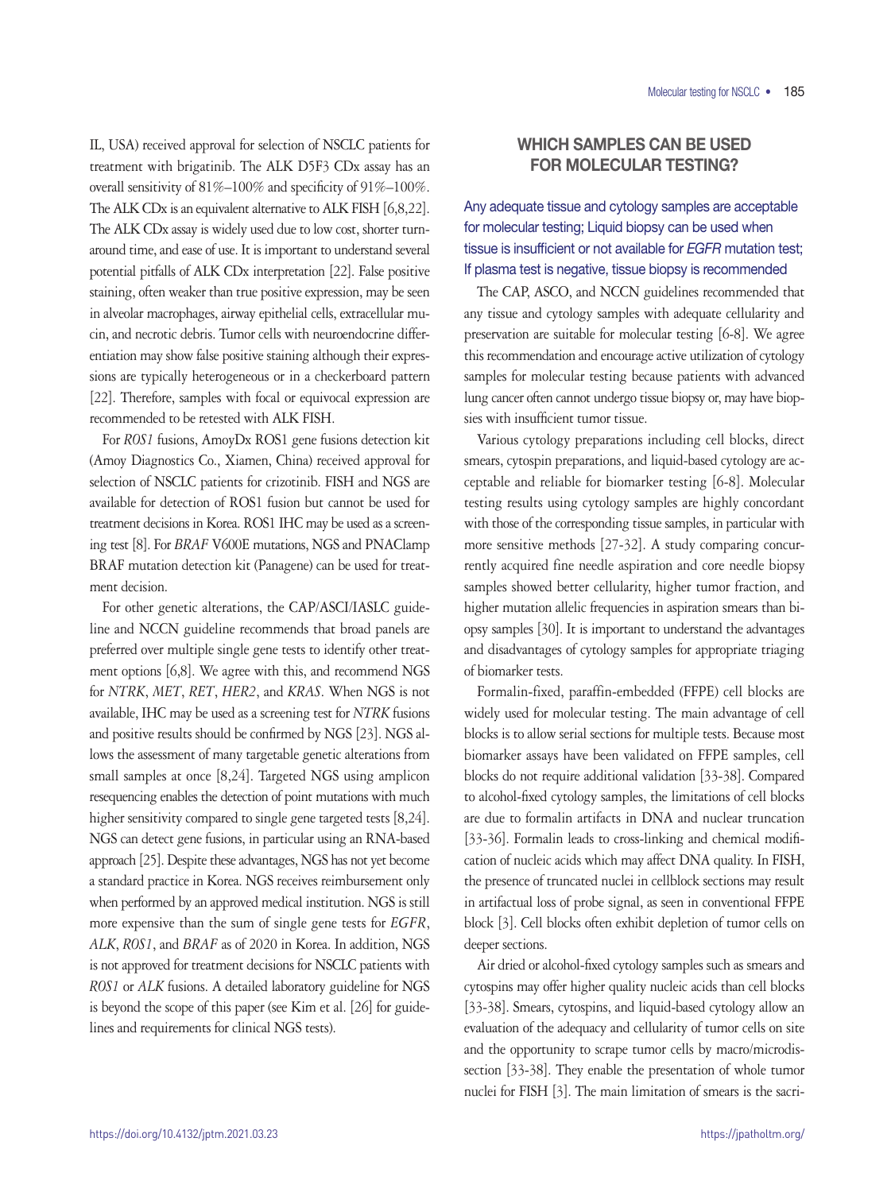IL, USA) received approval for selection of NSCLC patients for treatment with brigatinib. The ALK D5F3 CDx assay has an overall sensitivity of 81%–100% and specificity of 91%–100%. The ALK CDx is an equivalent alternative to ALK FISH [6,8,22]. The ALK CDx assay is widely used due to low cost, shorter turnaround time, and ease of use. It is important to understand several potential pitfalls of ALK CDx interpretation [22]. False positive staining, often weaker than true positive expression, may be seen in alveolar macrophages, airway epithelial cells, extracellular mucin, and necrotic debris. Tumor cells with neuroendocrine differentiation may show false positive staining although their expressions are typically heterogeneous or in a checkerboard pattern [22]. Therefore, samples with focal or equivocal expression are recommended to be retested with ALK FISH.

For *ROS1* fusions, AmoyDx ROS1 gene fusions detection kit (Amoy Diagnostics Co., Xiamen, China) received approval for selection of NSCLC patients for crizotinib. FISH and NGS are available for detection of ROS1 fusion but cannot be used for treatment decisions in Korea. ROS1 IHC may be used as a screening test [8]. For *BRAF* V600E mutations, NGS and PNAClamp BRAF mutation detection kit (Panagene) can be used for treatment decision.

For other genetic alterations, the CAP/ASCI/IASLC guideline and NCCN guideline recommends that broad panels are preferred over multiple single gene tests to identify other treatment options [6,8]. We agree with this, and recommend NGS for *NTRK*, *MET*, *RET*, *HER2*, and *KRAS*. When NGS is not available, IHC may be used as a screening test for *NTRK* fusions and positive results should be confirmed by NGS [23]. NGS allows the assessment of many targetable genetic alterations from small samples at once [8,24]. Targeted NGS using amplicon resequencing enables the detection of point mutations with much higher sensitivity compared to single gene targeted tests [8,24]. NGS can detect gene fusions, in particular using an RNA-based approach [25]. Despite these advantages, NGS has not yet become a standard practice in Korea. NGS receives reimbursement only when performed by an approved medical institution. NGS is still more expensive than the sum of single gene tests for *EGFR*, *ALK*, *ROS1*, and *BRAF* as of 2020 in Korea. In addition, NGS is not approved for treatment decisions for NSCLC patients with *ROS1* or *ALK* fusions. A detailed laboratory guideline for NGS is beyond the scope of this paper (see Kim et al. [26] for guidelines and requirements for clinical NGS tests).

## WHICH SAMPLES CAN BE USED FOR MOLECULAR TESTING?

### Any adequate tissue and cytology samples are acceptable for molecular testing; Liquid biopsy can be used when tissue is insufficient or not available for *EGFR* mutation test; If plasma test is negative, tissue biopsy is recommended

The CAP, ASCO, and NCCN guidelines recommended that any tissue and cytology samples with adequate cellularity and preservation are suitable for molecular testing [6-8]. We agree this recommendation and encourage active utilization of cytology samples for molecular testing because patients with advanced lung cancer often cannot undergo tissue biopsy or, may have biopsies with insufficient tumor tissue.

Various cytology preparations including cell blocks, direct smears, cytospin preparations, and liquid-based cytology are acceptable and reliable for biomarker testing [6-8]. Molecular testing results using cytology samples are highly concordant with those of the corresponding tissue samples, in particular with more sensitive methods [27-32]. A study comparing concurrently acquired fine needle aspiration and core needle biopsy samples showed better cellularity, higher tumor fraction, and higher mutation allelic frequencies in aspiration smears than biopsy samples [30]. It is important to understand the advantages and disadvantages of cytology samples for appropriate triaging of biomarker tests.

Formalin-fixed, paraffin-embedded (FFPE) cell blocks are widely used for molecular testing. The main advantage of cell blocks is to allow serial sections for multiple tests. Because most biomarker assays have been validated on FFPE samples, cell blocks do not require additional validation [33-38]. Compared to alcohol-fixed cytology samples, the limitations of cell blocks are due to formalin artifacts in DNA and nuclear truncation [33-36]. Formalin leads to cross-linking and chemical modification of nucleic acids which may affect DNA quality. In FISH, the presence of truncated nuclei in cellblock sections may result in artifactual loss of probe signal, as seen in conventional FFPE block [3]. Cell blocks often exhibit depletion of tumor cells on deeper sections.

Air dried or alcohol-fixed cytology samples such as smears and cytospins may offer higher quality nucleic acids than cell blocks [33-38]. Smears, cytospins, and liquid-based cytology allow an evaluation of the adequacy and cellularity of tumor cells on site and the opportunity to scrape tumor cells by macro/microdissection [33-38]. They enable the presentation of whole tumor nuclei for FISH [3]. The main limitation of smears is the sacri-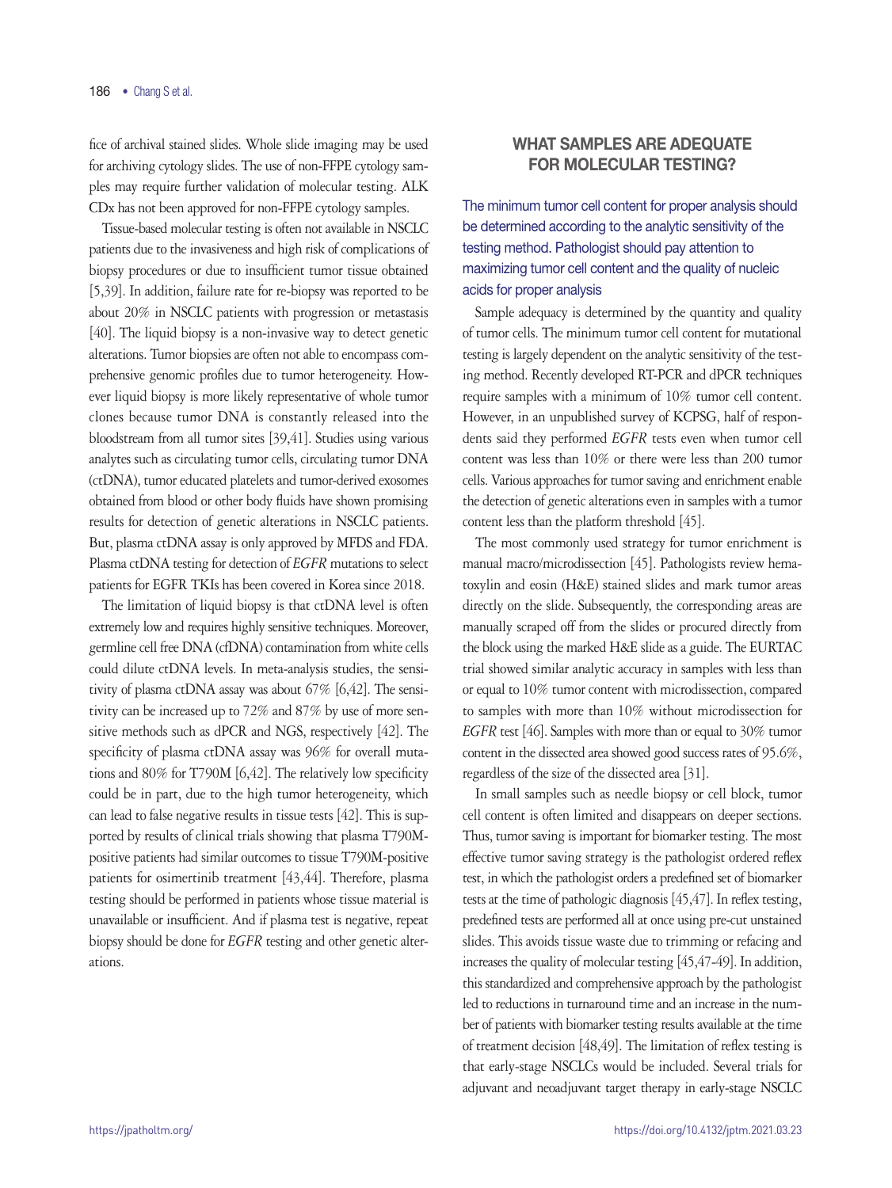fice of archival stained slides. Whole slide imaging may be used for archiving cytology slides. The use of non-FFPE cytology samples may require further validation of molecular testing. ALK CDx has not been approved for non-FFPE cytology samples.

Tissue-based molecular testing is often not available in NSCLC patients due to the invasiveness and high risk of complications of biopsy procedures or due to insufficient tumor tissue obtained [5,39]. In addition, failure rate for re-biopsy was reported to be about 20% in NSCLC patients with progression or metastasis [40]. The liquid biopsy is a non-invasive way to detect genetic alterations. Tumor biopsies are often not able to encompass comprehensive genomic profiles due to tumor heterogeneity. However liquid biopsy is more likely representative of whole tumor clones because tumor DNA is constantly released into the bloodstream from all tumor sites [39,41]. Studies using various analytes such as circulating tumor cells, circulating tumor DNA (ctDNA), tumor educated platelets and tumor-derived exosomes obtained from blood or other body fluids have shown promising results for detection of genetic alterations in NSCLC patients. But, plasma ctDNA assay is only approved by MFDS and FDA. Plasma ctDNA testing for detection of *EGFR* mutations to select patients for EGFR TKIs has been covered in Korea since 2018.

The limitation of liquid biopsy is that ctDNA level is often extremely low and requires highly sensitive techniques. Moreover, germline cell free DNA (cfDNA) contamination from white cells could dilute ctDNA levels. In meta-analysis studies, the sensitivity of plasma ctDNA assay was about 67% [6,42]. The sensitivity can be increased up to 72% and 87% by use of more sensitive methods such as dPCR and NGS, respectively [42]. The specificity of plasma ctDNA assay was 96% for overall mutations and 80% for T790M [6,42]. The relatively low specificity could be in part, due to the high tumor heterogeneity, which can lead to false negative results in tissue tests [42]. This is supported by results of clinical trials showing that plasma T790M-positive patients had similar outcomes to tissue T790M-positive patients for osimertinib treatment [43,44]. Therefore, plasma testing should be performed in patients whose tissue material is unavailable or insufficient. And if plasma test is negative, repeat biopsy should be done for *EGFR* testing and other genetic alterations.

## WHAT SAMPLES ARE ADEQUATE FOR MOLECULAR TESTING?

**The minimum tumor cell content for proper analysis should be determined according to the analytic sensitivity of the testing method. Pathologist should pay attention to maximizing tumor cell content and the quality of nucleic acids for proper analysis**

Sample adequacy is determined by the quantity and quality of tumor cells. The minimum tumor cell content for mutational testing is largely dependent on the analytic sensitivity of the testing method. Recently developed RT-PCR and dPCR techniques require samples with a minimum of 10% tumor cell content. However, in an unpublished survey of KCPSG, half of respondents said they performed *EGFR* tests even when tumor cell content was less than 10% or there were less than 200 tumor cells. Various approaches for tumor saving and enrichment enable the detection of genetic alterations even in samples with a tumor content less than the platform threshold [45].

The most commonly used strategy for tumor enrichment is manual macro/microdissection [45]. Pathologists review hematoxylin and eosin (H&E) stained slides and mark tumor areas directly on the slide. Subsequently, the corresponding areas are manually scraped off from the slides or procured directly from the block using the marked H&E slide as a guide. The EURTAC trial showed similar analytic accuracy in samples with less than or equal to 10% tumor content with microdissection, compared to samples with more than 10% without microdissection for *EGFR* test [46]. Samples with more than or equal to 30% tumor content in the dissected area showed good success rates of 95.6%, regardless of the size of the dissected area [31].

In small samples such as needle biopsy or cell block, tumor cell content is often limited and disappears on deeper sections. Thus, tumor saving is important for biomarker testing. The most effective tumor saving strategy is the pathologist ordered reflex test, in which the pathologist orders a predefined set of biomarker tests at the time of pathologic diagnosis [45,47]. In reflex testing, predefined tests are performed all at once using pre-cut unstained slides. This avoids tissue waste due to trimming or refacing and increases the quality of molecular testing [45,47-49]. In addition, this standardized and comprehensive approach by the pathologist led to reductions in turnaround time and an increase in the number of patients with biomarker testing results available at the time of treatment decision [48,49]. The limitation of reflex testing is that early-stage NSCLCs would be included. Several trials for adjuvant and neoadjuvant target therapy in early-stage NSCLC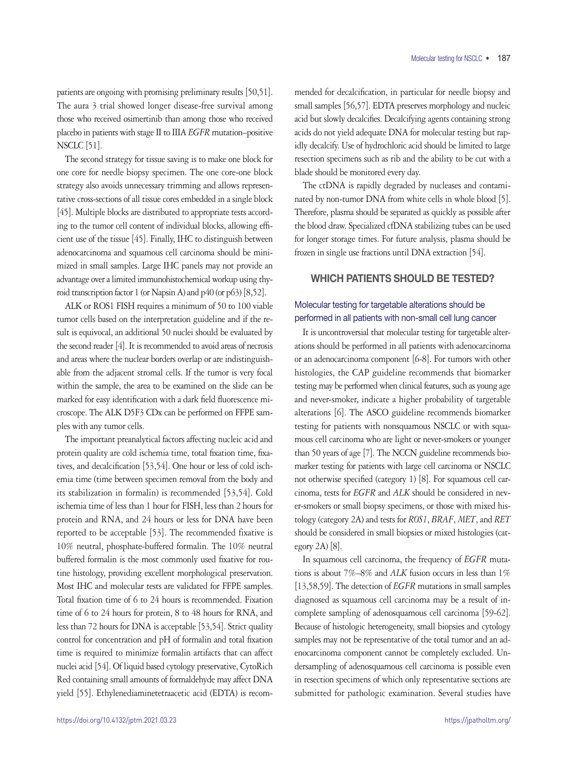patients are ongoing with promising preliminary results [50,51]. The aura 3 trial showed longer disease-free survival among those who received osimertinib than among those who received placebo in patients with stage II to IIIA *EGFR* mutation–positive NSCLC [51].

The second strategy for tissue saving is to make one block for one core for needle biopsy specimen. The one core-one block strategy also avoids unnecessary trimming and allows representative cross-sections of all tissue cores embedded in a single block [45]. Multiple blocks are distributed to appropriate tests according to the tumor cell content of individual blocks, allowing efficient use of the tissue [45]. Finally, IHC to distinguish between adenocarcinoma and squamous cell carcinoma should be minimized in small samples. Large IHC panels may not provide an advantage over a limited immunohistochemical workup using thyroid transcription factor 1 (or Napsin A) and p40 (or p63) [8,52].

ALK or ROS1 FISH requires a minimum of 50 to 100 viable tumor cells based on the interpretation guideline and if the result is equivocal, an additional 50 nuclei should be evaluated by the second reader [4]. It is recommended to avoid areas of necrosis and areas where the nuclear borders overlap or are indistinguishable from the adjacent stromal cells. If the tumor is very focal within the sample, the area to be examined on the slide can be marked for easy identification with a dark field fluorescence microscope. The ALK D5F3 CDx can be performed on FFPE samples with any tumor cells.

The important preanalytical factors affecting nucleic acid and protein quality are cold ischemia time, total fixation time, fixatives, and decalcification [53,54]. One hour or less of cold ischemia time (time between specimen removal from the body and its stabilization in formalin) is recommended [53,54]. Cold ischemia time of less than 1 hour for FISH, less than 2 hours for protein and RNA, and 24 hours or less for DNA have been reported to be acceptable [53]. The recommended fixative is 10% neutral, phosphate-buffered formalin. The 10% neutral buffered formalin is the most commonly used fixative for routine histology, providing excellent morphological preservation. Most IHC and molecular tests are validated for FFPE samples. Total fixation time of 6 to 24 hours is recommended. Fixation time of 6 to 24 hours for protein, 8 to 48 hours for RNA, and less than 72 hours for DNA is acceptable [53,54]. Strict quality control for concentration and pH of formalin and total fixation time is required to minimize formalin artifacts that can affect nuclei acid [54]. Of liquid based cytology preservative, CytoRich Red containing small amounts of formaldehyde may affect DNA yield [55]. Ethylenediaminetetraacetic acid (EDTA) is recommended for decalcification, in particular for needle biopsy and small samples [56,57]. EDTA preserves morphology and nucleic acid but slowly decalcifies. Decalcifying agents containing strong acids do not yield adequate DNA for molecular testing but rapidly decalcify. Use of hydrochloric acid should be limited to large resection specimens such as rib and the ability to be cut with a blade should be monitored every day.

The ctDNA is rapidly degraded by nucleases and contaminated by non-tumor DNA from white cells in whole blood [5]. Therefore, plasma should be separated as quickly as possible after the blood draw. Specialized cfDNA stabilizing tubes can be used for longer storage times. For future analysis, plasma should be frozen in single use fractions until DNA extraction [54].

## WHICH PATIENTS SHOULD BE TESTED?

### Molecular testing for targetable alterations should be performed in all patients with non-small cell lung cancer

It is uncontroversial that molecular testing for targetable alterations should be performed in all patients with adenocarcinoma or an adenocarcinoma component [6-8]. For tumors with other histologies, the CAP guideline recommends that biomarker testing may be performed when clinical features, such as young age and never-smoker, indicate a higher probability of targetable alterations [6]. The ASCO guideline recommends biomarker testing for patients with nonsquamous NSCLC or with squamous cell carcinoma who are light or never-smokers or younger than 50 years of age [7]. The NCCN guideline recommends biomarker testing for patients with large cell carcinoma or NSCLC not otherwise specified (category 1) [8]. For squamous cell carcinoma, tests for *EGFR* and *ALK* should be considered in never-smokers or small biopsy specimens, or those with mixed histology (category 2A) and tests for *ROS1*, *BRAF*, *MET*, and *RET* should be considered in small biopsies or mixed histologies (category 2A) [8].

In squamous cell carcinoma, the frequency of *EGFR* mutations is about 7%–8% and *ALK* fusion occurs in less than 1% [13,58,59]. The detection of *EGFR* mutations in small samples diagnosed as squamous cell carcinoma may be a result of incomplete sampling of adenosquamous cell carcinoma [59-62]. Because of histologic heterogeneity, small biopsies and cytology samples may not be representative of the total tumor and an adenocarcinoma component cannot be completely excluded. Undersampling of adenosquamous cell carcinoma is possible even in resection specimens of which only representative sections are submitted for pathologic examination. Several studies have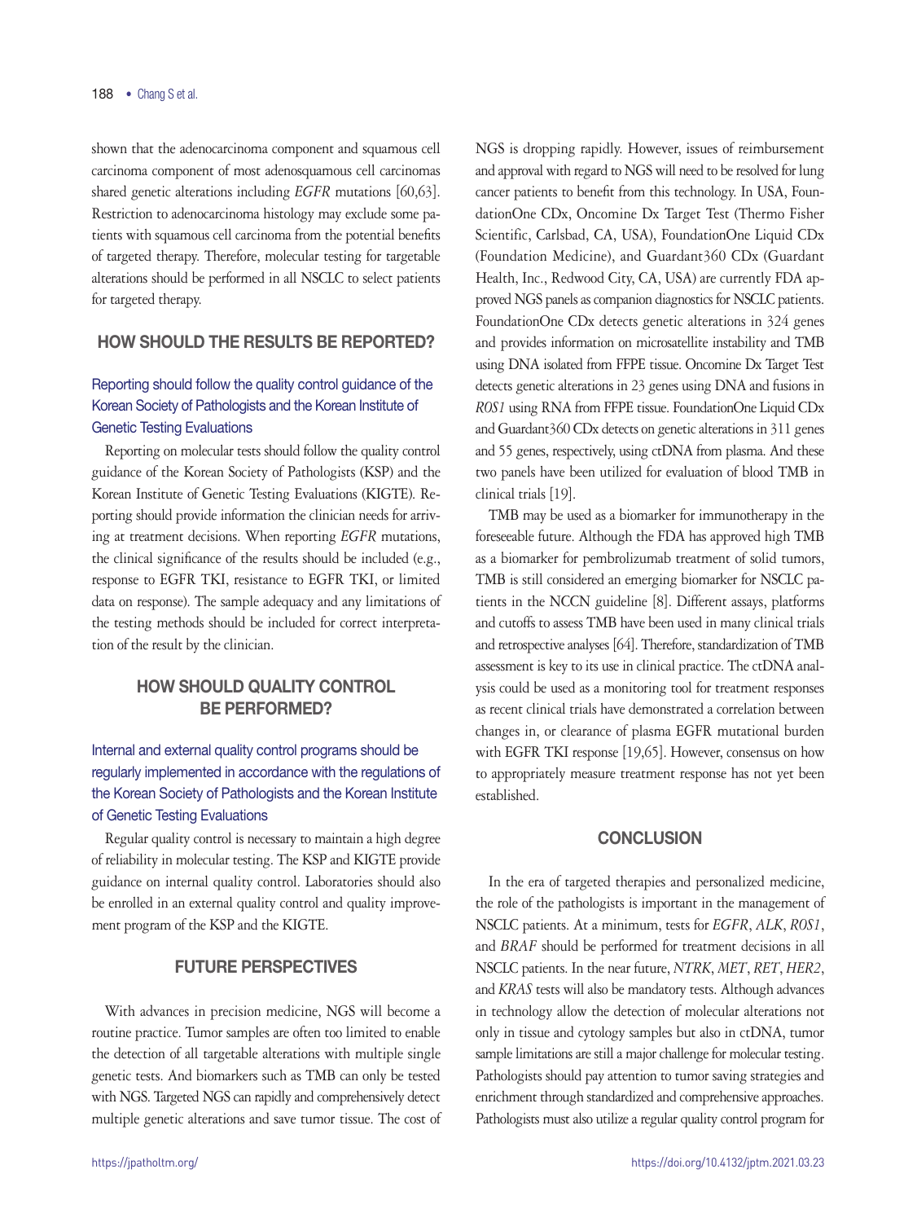shown that the adenocarcinoma component and squamous cell carcinoma component of most adenosquamous cell carcinomas shared genetic alterations including *EGFR* mutations [60,63]. Restriction to adenocarcinoma histology may exclude some patients with squamous cell carcinoma from the potential benefits of targeted therapy. Therefore, molecular testing for targetable alterations should be performed in all NSCLC to select patients for targeted therapy.

## HOW SHOULD THE RESULTS BE REPORTED?

### Reporting should follow the quality control guidance of the Korean Society of Pathologists and the Korean Institute of Genetic Testing Evaluations

Reporting on molecular tests should follow the quality control guidance of the Korean Society of Pathologists (KSP) and the Korean Institute of Genetic Testing Evaluations (KIGTE). Reporting should provide information the clinician needs for arriving at treatment decisions. When reporting *EGFR* mutations, the clinical significance of the results should be included (e.g., response to EGFR TKI, resistance to EGFR TKI, or limited data on response). The sample adequacy and any limitations of the testing methods should be included for correct interpretation of the result by the clinician.

## HOW SHOULD QUALITY CONTROL BE PERFORMED?

### Internal and external quality control programs should be regularly implemented in accordance with the regulations of the Korean Society of Pathologists and the Korean Institute of Genetic Testing Evaluations

Regular quality control is necessary to maintain a high degree of reliability in molecular testing. The KSP and KIGTE provide guidance on internal quality control. Laboratories should also be enrolled in an external quality control and quality improvement program of the KSP and the KIGTE.

## FUTURE PERSPECTIVES

With advances in precision medicine, NGS will become a routine practice. Tumor samples are often too limited to enable the detection of all targetable alterations with multiple single genetic tests. And biomarkers such as TMB can only be tested with NGS. Targeted NGS can rapidly and comprehensively detect multiple genetic alterations and save tumor tissue. The cost of NGS is dropping rapidly. However, issues of reimbursement and approval with regard to NGS will need to be resolved for lung cancer patients to benefit from this technology. In USA, FoundationOne CDx, Oncomine Dx Target Test (Thermo Fisher Scientific, Carlsbad, CA, USA), FoundationOne Liquid CDx (Foundation Medicine), and Guardant360 CDx (Guardant Health, Inc., Redwood City, CA, USA) are currently FDA approved NGS panels as companion diagnostics for NSCLC patients. FoundationOne CDx detects genetic alterations in 324 genes and provides information on microsatellite instability and TMB using DNA isolated from FFPE tissue. Oncomine Dx Target Test detects genetic alterations in 23 genes using DNA and fusions in *ROS1* using RNA from FFPE tissue. FoundationOne Liquid CDx and Guardant360 CDx detects on genetic alterations in 311 genes and 55 genes, respectively, using ctDNA from plasma. And these two panels have been utilized for evaluation of blood TMB in clinical trials [19].

TMB may be used as a biomarker for immunotherapy in the foreseeable future. Although the FDA has approved high TMB as a biomarker for pembrolizumab treatment of solid tumors, TMB is still considered an emerging biomarker for NSCLC patients in the NCCN guideline [8]. Different assays, platforms and cutoffs to assess TMB have been used in many clinical trials and retrospective analyses [64]. Therefore, standardization of TMB assessment is key to its use in clinical practice. The ctDNA analysis could be used as a monitoring tool for treatment responses as recent clinical trials have demonstrated a correlation between changes in, or clearance of plasma EGFR mutational burden with EGFR TKI response [19,65]. However, consensus on how to appropriately measure treatment response has not yet been established.

## CONCLUSION

In the era of targeted therapies and personalized medicine, the role of the pathologists is important in the management of NSCLC patients. At a minimum, tests for *EGFR*, *ALK*, *ROS1*, and *BRAF* should be performed for treatment decisions in all NSCLC patients. In the near future, *NTRK*, *MET*, *RET*, *HER2*, and *KRAS* tests will also be mandatory tests. Although advances in technology allow the detection of molecular alterations not only in tissue and cytology samples but also in ctDNA, tumor sample limitations are still a major challenge for molecular testing. Pathologists should pay attention to tumor saving strategies and enrichment through standardized and comprehensive approaches. Pathologists must also utilize a regular quality control program for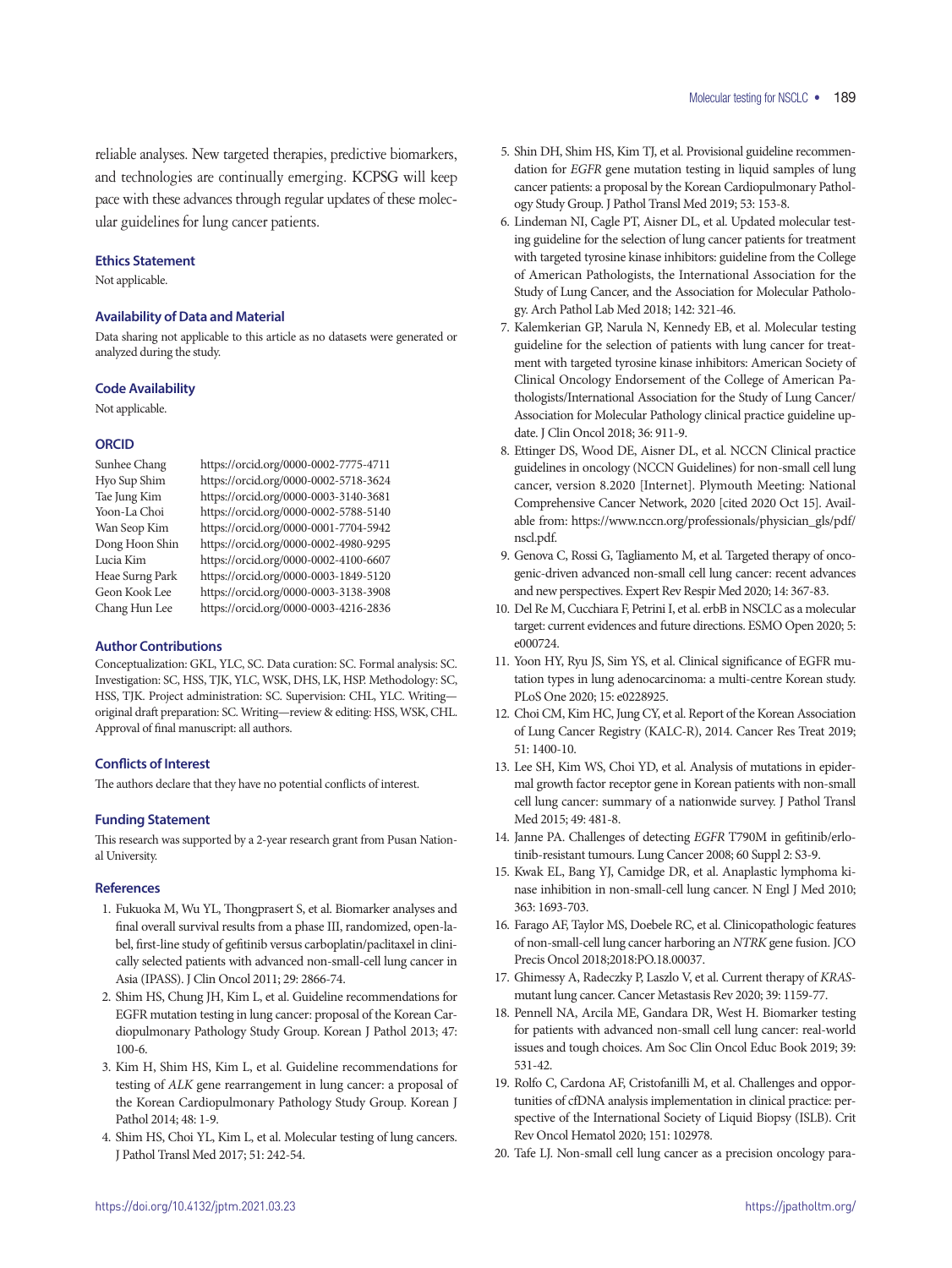reliable analyses. New targeted therapies, predictive biomarkers, and technologies are continually emerging. KCPSG will keep pace with these advances through regular updates of these molecular guidelines for lung cancer patients.

## Ethics Statement

Not applicable.

## Availability of Data and Material

Data sharing not applicable to this article as no datasets were generated or analyzed during the study.

## Code Availability

Not applicable.

## ORCID

| | |
|---|---|
| Sunhee Chang | https://orcid.org/0000-0002-7775-4711 |
| Hyo Sup Shim | https://orcid.org/0000-0002-5718-3624 |
| Tae Jung Kim | https://orcid.org/0000-0003-3140-3681 |
| Yoon-La Choi | https://orcid.org/0000-0002-5788-5140 |
| Wan Seop Kim | https://orcid.org/0000-0001-7704-5942 |
| Dong Hoon Shin | https://orcid.org/0000-0002-4980-9295 |
| Lucia Kim | https://orcid.org/0000-0002-4100-6607 |
| Heae Surng Park | https://orcid.org/0000-0003-1849-5120 |
| Geon Kook Lee | https://orcid.org/0000-0003-3138-3908 |
| Chang Hun Lee | https://orcid.org/0000-0003-4216-2836 |

## Author Contributions

Conceptualization: GKL, YLC, SC. Data curation: SC. Formal analysis: SC. Investigation: SC, HSS, TJK, YLC, WSK, DHS, LK, HSP. Methodology: SC, HSS, TJK. Project administration: SC. Supervision: CHL, YLC. Writing—original draft preparation: SC. Writing—review & editing: HSS, WSK, CHL. Approval of final manuscript: all authors.

## Conflicts of Interest

The authors declare that they have no potential conflicts of interest.

## Funding Statement

This research was supported by a 2-year research grant from Pusan National University.

## References

1. Fukuoka M, Wu YL, Thongprasert S, et al. Biomarker analyses and final overall survival results from a phase III, randomized, open-label, first-line study of gefitinib versus carboplatin/paclitaxel in clinically selected patients with advanced non-small-cell lung cancer in Asia (IPASS). J Clin Oncol 2011; 29: 2866-74.
2. Shim HS, Chung JH, Kim L, et al. Guideline recommendations for EGFR mutation testing in lung cancer: proposal of the Korean Cardiopulmonary Pathology Study Group. Korean J Pathol 2013; 47: 100-6.
3. Kim H, Shim HS, Kim L, et al. Guideline recommendations for testing of *ALK* gene rearrangement in lung cancer: a proposal of the Korean Cardiopulmonary Pathology Study Group. Korean J Pathol 2014; 48: 1-9.
4. Shim HS, Choi YL, Kim L, et al. Molecular testing of lung cancers. J Pathol Transl Med 2017; 51: 242-54.
5. Shin DH, Shim HS, Kim TJ, et al. Provisional guideline recommendation for *EGFR* gene mutation testing in liquid samples of lung cancer patients: a proposal by the Korean Cardiopulmonary Pathology Study Group. J Pathol Transl Med 2019; 53: 153-8.
6. Lindeman NI, Cagle PT, Aisner DL, et al. Updated molecular testing guideline for the selection of lung cancer patients for treatment with targeted tyrosine kinase inhibitors: guideline from the College of American Pathologists, the International Association for the Study of Lung Cancer, and the Association for Molecular Pathology. Arch Pathol Lab Med 2018; 142: 321-46.
7. Kalemkerian GP, Narula N, Kennedy EB, et al. Molecular testing guideline for the selection of patients with lung cancer for treatment with targeted tyrosine kinase inhibitors: American Society of Clinical Oncology Endorsement of the College of American Pathologists/International Association for the Study of Lung Cancer/Association for Molecular Pathology clinical practice guideline update. J Clin Oncol 2018; 36: 911-9.
8. Ettinger DS, Wood DE, Aisner DL, et al. NCCN Clinical practice guidelines in oncology (NCCN Guidelines) for non-small cell lung cancer, version 8.2020 [Internet]. Plymouth Meeting: National Comprehensive Cancer Network, 2020 [cited 2020 Oct 15]. Available from: https://www.nccn.org/professionals/physician_gls/pdf/nscl.pdf.
9. Genova C, Rossi G, Tagliamento M, et al. Targeted therapy of oncogenic-driven advanced non-small cell lung cancer: recent advances and new perspectives. Expert Rev Respir Med 2020; 14: 367-83.
10. Del Re M, Cucchiara F, Petrini I, et al. erbB in NSCLC as a molecular target: current evidences and future directions. ESMO Open 2020; 5: e000724.
11. Yoon HY, Ryu JS, Sim YS, et al. Clinical significance of EGFR mutation types in lung adenocarcinoma: a multi-centre Korean study. PLoS One 2020; 15: e0228925.
12. Choi CM, Kim HC, Jung CY, et al. Report of the Korean Association of Lung Cancer Registry (KALC-R), 2014. Cancer Res Treat 2019; 51: 1400-10.
13. Lee SH, Kim WS, Choi YD, et al. Analysis of mutations in epidermal growth factor receptor gene in Korean patients with non-small cell lung cancer: summary of a nationwide survey. J Pathol Transl Med 2015; 49: 481-8.
14. Janne PA. Challenges of detecting *EGFR* T790M in gefitinib/erlotinib-resistant tumours. Lung Cancer 2008; 60 Suppl 2: S3-9.
15. Kwak EL, Bang YJ, Camidge DR, et al. Anaplastic lymphoma kinase inhibition in non-small-cell lung cancer. N Engl J Med 2010; 363: 1693-703.
16. Farago AF, Taylor MS, Doebele RC, et al. Clinicopathologic features of non-small-cell lung cancer harboring an *NTRK* gene fusion. JCO Precis Oncol 2018;2018:PO.18.00037.
17. Ghimessy A, Radeczky P, Laszlo V, et al. Current therapy of *KRAS*-mutant lung cancer. Cancer Metastasis Rev 2020; 39: 1159-77.
18. Pennell NA, Arcila ME, Gandara DR, West H. Biomarker testing for patients with advanced non-small cell lung cancer: real-world issues and tough choices. Am Soc Clin Oncol Educ Book 2019; 39: 531-42.
19. Rolfo C, Cardona AF, Cristofanilli M, et al. Challenges and opportunities of cfDNA analysis implementation in clinical practice: perspective of the International Society of Liquid Biopsy (ISLB). Crit Rev Oncol Hematol 2020; 151: 102978.
20. Tafe LJ. Non-small cell lung cancer as a precision oncology para-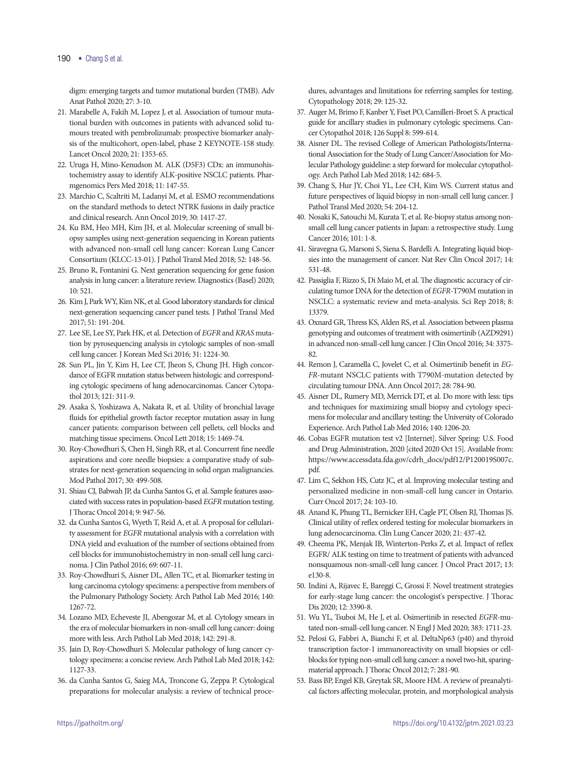digm: emerging targets and tumor mutational burden (TMB). Adv Anat Pathol 2020; 27: 3-10.

21. Marabelle A, Fakih M, Lopez J, et al. Association of tumour mutational burden with outcomes in patients with advanced solid tumours treated with pembrolizumab: prospective biomarker analysis of the multicohort, open-label, phase 2 KEYNOTE-158 study. Lancet Oncol 2020; 21: 1353-65.
22. Uruga H, Mino-Kenudson M. ALK (D5F3) CDx: an immunohistochemistry assay to identify ALK-positive NSCLC patients. Pharmgenomics Pers Med 2018; 11: 147-55.
23. Marchio C, Scaltriti M, Ladanyi M, et al. ESMO recommendations on the standard methods to detect NTRK fusions in daily practice and clinical research. Ann Oncol 2019; 30: 1417-27.
24. Ku BM, Heo MH, Kim JH, et al. Molecular screening of small biopsy samples using next-generation sequencing in Korean patients with advanced non-small cell lung cancer: Korean Lung Cancer Consortium (KLCC-13-01). J Pathol Transl Med 2018; 52: 148-56.
25. Bruno R, Fontanini G. Next generation sequencing for gene fusion analysis in lung cancer: a literature review. Diagnostics (Basel) 2020; 10: 521.
26. Kim J, Park WY, Kim NK, et al. Good laboratory standards for clinical next-generation sequencing cancer panel tests. J Pathol Transl Med 2017; 51: 191-204.
27. Lee SE, Lee SY, Park HK, et al. Detection of *EGFR* and *KRAS* mutation by pyrosequencing analysis in cytologic samples of non-small cell lung cancer. J Korean Med Sci 2016; 31: 1224-30.
28. Sun PL, Jin Y, Kim H, Lee CT, Jheon S, Chung JH. High concordance of EGFR mutation status between histologic and corresponding cytologic specimens of lung adenocarcinomas. Cancer Cytopathol 2013; 121: 311-9.
29. Asaka S, Yoshizawa A, Nakata R, et al. Utility of bronchial lavage fluids for epithelial growth factor receptor mutation assay in lung cancer patients: comparison between cell pellets, cell blocks and matching tissue specimens. Oncol Lett 2018; 15: 1469-74.
30. Roy-Chowdhuri S, Chen H, Singh RR, et al. Concurrent fine needle aspirations and core needle biopsies: a comparative study of substrates for next-generation sequencing in solid organ malignancies. Mod Pathol 2017; 30: 499-508.
31. Shiau CJ, Babwah JP, da Cunha Santos G, et al. Sample features associated with success rates in population-based *EGFR* mutation testing. J Thorac Oncol 2014; 9: 947-56.
32. da Cunha Santos G, Wyeth T, Reid A, et al. A proposal for cellularity assessment for *EGFR* mutational analysis with a correlation with DNA yield and evaluation of the number of sections obtained from cell blocks for immunohistochemistry in non-small cell lung carcinoma. J Clin Pathol 2016; 69: 607-11.
33. Roy-Chowdhuri S, Aisner DL, Allen TC, et al. Biomarker testing in lung carcinoma cytology specimens: a perspective from members of the Pulmonary Pathology Society. Arch Pathol Lab Med 2016; 140: 1267-72.
34. Lozano MD, Echeveste JI, Abengozar M, et al. Cytology smears in the era of molecular biomarkers in non-small cell lung cancer: doing more with less. Arch Pathol Lab Med 2018; 142: 291-8.
35. Jain D, Roy-Chowdhuri S. Molecular pathology of lung cancer cytology specimens: a concise review. Arch Pathol Lab Med 2018; 142: 1127-33.
36. da Cunha Santos G, Saieg MA, Troncone G, Zeppa P. Cytological preparations for molecular analysis: a review of technical procedures, advantages and limitations for referring samples for testing. Cytopathology 2018; 29: 125-32.
37. Auger M, Brimo F, Kanber Y, Fiset PO, Camilleri-Broet S. A practical guide for ancillary studies in pulmonary cytologic specimens. Cancer Cytopathol 2018; 126 Suppl 8: 599-614.
38. Aisner DL. The revised College of American Pathologists/International Association for the Study of Lung Cancer/Association for Molecular Pathology guideline: a step forward for molecular cytopathology. Arch Pathol Lab Med 2018; 142: 684-5.
39. Chang S, Hur JY, Choi YL, Lee CH, Kim WS. Current status and future perspectives of liquid biopsy in non-small cell lung cancer. J Pathol Transl Med 2020; 54: 204-12.
40. Nosaki K, Satouchi M, Kurata T, et al. Re-biopsy status among non-small cell lung cancer patients in Japan: a retrospective study. Lung Cancer 2016; 101: 1-8.
41. Siravegna G, Marsoni S, Siena S, Bardelli A. Integrating liquid biopsies into the management of cancer. Nat Rev Clin Oncol 2017; 14: 531-48.
42. Passiglia F, Rizzo S, Di Maio M, et al. The diagnostic accuracy of circulating tumor DNA for the detection of *EGFR*-T790M mutation in NSCLC: a systematic review and meta-analysis. Sci Rep 2018; 8: 13379.
43. Oxnard GR, Thress KS, Alden RS, et al. Association between plasma genotyping and outcomes of treatment with osimertinib (AZD9291) in advanced non-small-cell lung cancer. J Clin Oncol 2016; 34: 3375-82.
44. Remon J, Caramella C, Jovelet C, et al. Osimertinib benefit in *EGFR*-mutant NSCLC patients with T790M-mutation detected by circulating tumour DNA. Ann Oncol 2017; 28: 784-90.
45. Aisner DL, Rumery MD, Merrick DT, et al. Do more with less: tips and techniques for maximizing small biopsy and cytology specimens for molecular and ancillary testing: the University of Colorado Experience. Arch Pathol Lab Med 2016; 140: 1206-20.
46. Cobas EGFR mutation test v2 [Internet]. Silver Spring: U.S. Food and Drug Administration, 2020 [cited 2020 Oct 15]. Available from: https://www.accessdata.fda.gov/cdrh_docs/pdf12/P120019S007c.pdf.
47. Lim C, Sekhon HS, Cutz JC, et al. Improving molecular testing and personalized medicine in non-small-cell lung cancer in Ontario. Curr Oncol 2017; 24: 103-10.
48. Anand K, Phung TL, Bernicker EH, Cagle PT, Olsen RJ, Thomas JS. Clinical utility of reflex ordered testing for molecular biomarkers in lung adenocarcinoma. Clin Lung Cancer 2020; 21: 437-42.
49. Cheema PK, Menjak IB, Winterton-Perks Z, et al. Impact of reflex EGFR/ ALK testing on time to treatment of patients with advanced nonsquamous non-small-cell lung cancer. J Oncol Pract 2017; 13: e130-8.
50. Indini A, Rijavec E, Bareggi C, Grossi F. Novel treatment strategies for early-stage lung cancer: the oncologist's perspective. J Thorac Dis 2020; 12: 3390-8.
51. Wu YL, Tsuboi M, He J, et al. Osimertinib in resected *EGFR*-mutated non-small-cell lung cancer. N Engl J Med 2020; 383: 1711-23.
52. Pelosi G, Fabbri A, Bianchi F, et al. DeltaNp63 (p40) and thyroid transcription factor-1 immunoreactivity on small biopsies or cellblocks for typing non-small cell lung cancer: a novel two-hit, sparing-material approach. J Thorac Oncol 2012; 7: 281-90.
53. Bass BP, Engel KB, Greytak SR, Moore HM. A review of preanalytical factors affecting molecular, protein, and morphological analysis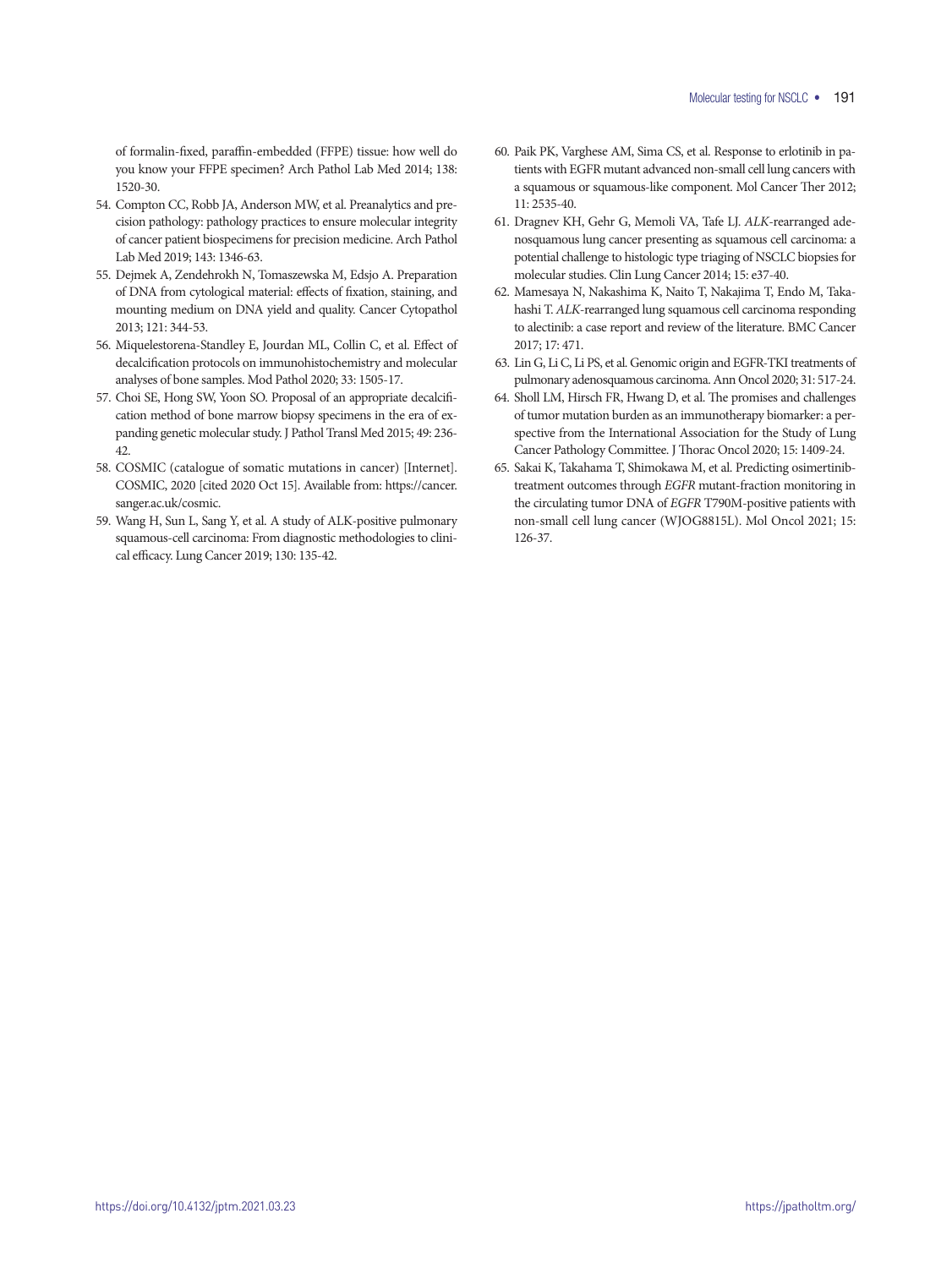of formalin-fixed, paraffin-embedded (FFPE) tissue: how well do you know your FFPE specimen? Arch Pathol Lab Med 2014; 138: 1520-30.

54. Compton CC, Robb JA, Anderson MW, et al. Preanalytics and precision pathology: pathology practices to ensure molecular integrity of cancer patient biospecimens for precision medicine. Arch Pathol Lab Med 2019; 143: 1346-63.
55. Dejmek A, Zendehrokh N, Tomaszewska M, Edsjo A. Preparation of DNA from cytological material: effects of fixation, staining, and mounting medium on DNA yield and quality. Cancer Cytopathol 2013; 121: 344-53.
56. Miquelestorena-Standley E, Jourdan ML, Collin C, et al. Effect of decalcification protocols on immunohistochemistry and molecular analyses of bone samples. Mod Pathol 2020; 33: 1505-17.
57. Choi SE, Hong SW, Yoon SO. Proposal of an appropriate decalcification method of bone marrow biopsy specimens in the era of expanding genetic molecular study. J Pathol Transl Med 2015; 49: 236-42.
58. COSMIC (catalogue of somatic mutations in cancer) [Internet]. COSMIC, 2020 [cited 2020 Oct 15]. Available from: https://cancer.sanger.ac.uk/cosmic.
59. Wang H, Sun L, Sang Y, et al. A study of ALK-positive pulmonary squamous-cell carcinoma: From diagnostic methodologies to clinical efficacy. Lung Cancer 2019; 130: 135-42.
60. Paik PK, Varghese AM, Sima CS, et al. Response to erlotinib in patients with EGFR mutant advanced non-small cell lung cancers with a squamous or squamous-like component. Mol Cancer Ther 2012; 11: 2535-40.
61. Dragnev KH, Gehr G, Memoli VA, Tafe LJ. *ALK*-rearranged adenosquamous lung cancer presenting as squamous cell carcinoma: a potential challenge to histologic type triaging of NSCLC biopsies for molecular studies. Clin Lung Cancer 2014; 15: e37-40.
62. Mamesaya N, Nakashima K, Naito T, Nakajima T, Endo M, Takahashi T. *ALK*-rearranged lung squamous cell carcinoma responding to alectinib: a case report and review of the literature. BMC Cancer 2017; 17: 471.
63. Lin G, Li C, Li PS, et al. Genomic origin and EGFR-TKI treatments of pulmonary adenosquamous carcinoma. Ann Oncol 2020; 31: 517-24.
64. Sholl LM, Hirsch FR, Hwang D, et al. The promises and challenges of tumor mutation burden as an immunotherapy biomarker: a perspective from the International Association for the Study of Lung Cancer Pathology Committee. J Thorac Oncol 2020; 15: 1409-24.
65. Sakai K, Takahama T, Shimokawa M, et al. Predicting osimertinib-treatment outcomes through *EGFR* mutant-fraction monitoring in the circulating tumor DNA of *EGFR* T790M-positive patients with non-small cell lung cancer (WJOG8815L). Mol Oncol 2021; 15: 126-37.